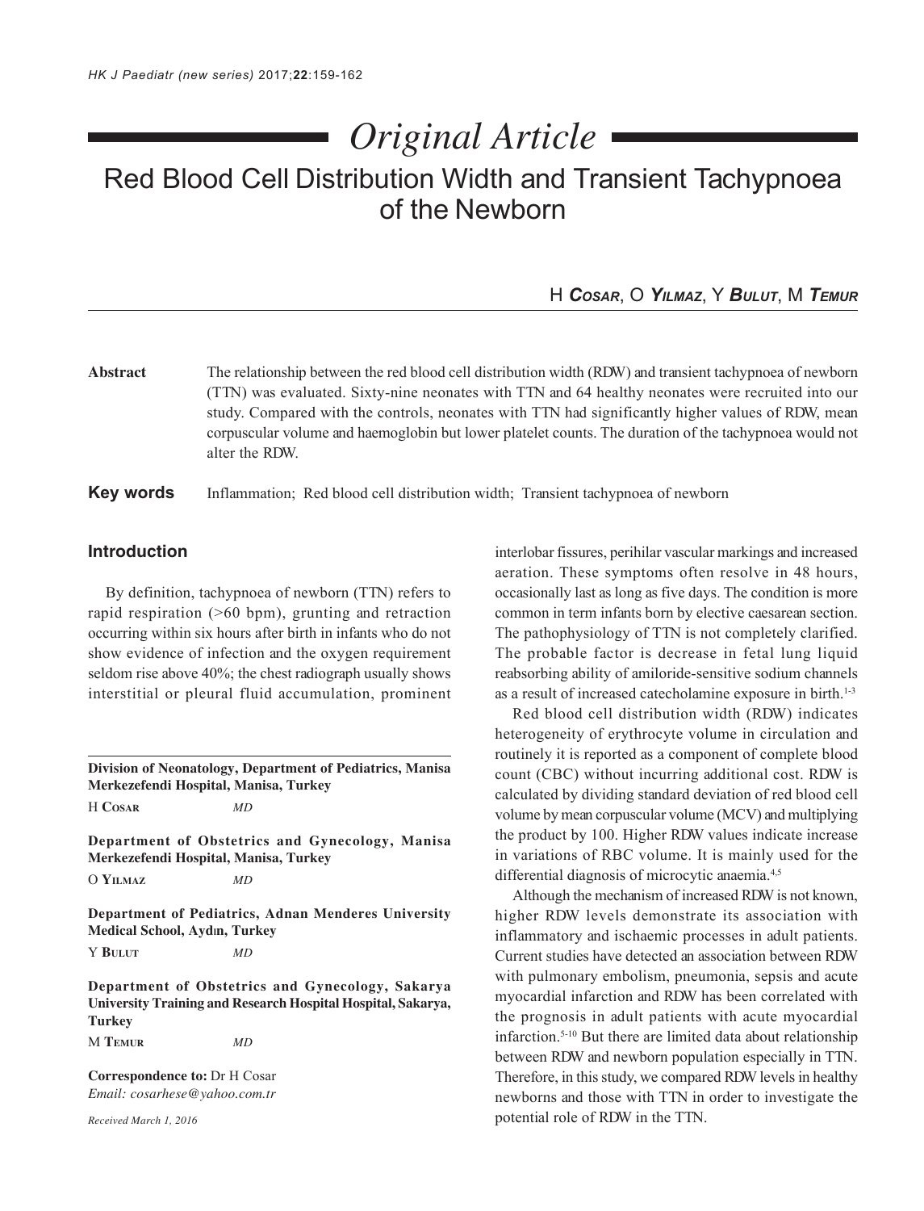*Original Article*

# Red Blood Cell Distribution Width and Transient Tachypnoea of the Newborn

H **Cosar**, O **Yilmaz**, Y **Bulut**, M **Temur**

**Abstract** The relationship between the red blood cell distribution width (RDW) and transient tachypnoea of newborn (TTN) was evaluated. Sixty-nine neonates with TTN and 64 healthy neonates were recruited into our study. Compared with the controls, neonates with TTN had significantly higher values of RDW, mean corpuscular volume and haemoglobin but lower platelet counts. The duration of the tachypnoea would not alter the RDW.

**Key words** Inflammation; Red blood cell distribution width; Transient tachypnoea of newborn

## Introduction

By definition, tachypnoea of newborn (TTN) refers to rapid respiration (>60 bpm), grunting and retraction occurring within six hours after birth in infants who do not show evidence of infection and the oxygen requirement seldom rise above 40%; the chest radiograph usually shows interstitial or pleural fluid accumulation, prominent interlobar fissures, perihilar vascular markings and increased aeration. These symptoms often resolve in 48 hours, occasionally last as long as five days. The condition is more common in term infants born by elective caesarean section. The pathophysiology of TTN is not completely clarified. The probable factor is decrease in fetal lung liquid reabsorbing ability of amiloride-sensitive sodium channels as a result of increased catecholamine exposure in birth.[1-3]

Red blood cell distribution width (RDW) indicates heterogeneity of erythrocyte volume in circulation and routinely it is reported as a component of complete blood count (CBC) without incurring additional cost. RDW is calculated by dividing standard deviation of red blood cell volume by mean corpuscular volume (MCV) and multiplying the product by 100. Higher RDW values indicate increase in variations of RBC volume. It is mainly used for the differential diagnosis of microcytic anaemia.[4,5]

Although the mechanism of increased RDW is not known, higher RDW levels demonstrate its association with inflammatory and ischaemic processes in adult patients. Current studies have detected an association between RDW with pulmonary embolism, pneumonia, sepsis and acute myocardial infarction and RDW has been correlated with the prognosis in adult patients with acute myocardial infarction.[5-10] But there are limited data about relationship between RDW and newborn population especially in TTN. Therefore, in this study, we compared RDW levels in healthy newborns and those with TTN in order to investigate the potential role of RDW in the TTN.

---

**Division of Neonatology, Department of Pediatrics, Manisa Merkezefendi Hospital, Manisa, Turkey**

H **Cosar** *MD*

**Department of Obstetrics and Gynecology, Manisa Merkezefendi Hospital, Manisa, Turkey**

O **Yilmaz** *MD*

**Department of Pediatrics, Adnan Menderes University Medical School, Aydın, Turkey**

Y **Bulut** *MD*

**Department of Obstetrics and Gynecology, Sakarya University Training and Research Hospital Hospital, Sakarya, Turkey**

M **Temur** *MD*

**Correspondence to:** Dr H Cosar
*Email: cosarhese@yahoo.com.tr*

*Received March 1, 2016*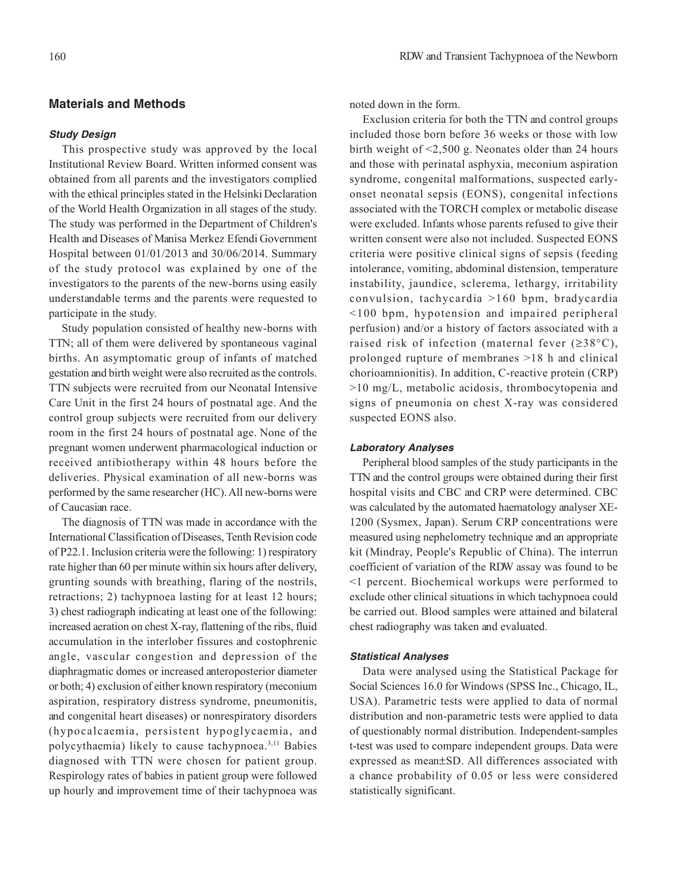## Materials and Methods

### *Study Design*

This prospective study was approved by the local Institutional Review Board. Written informed consent was obtained from all parents and the investigators complied with the ethical principles stated in the Helsinki Declaration of the World Health Organization in all stages of the study. The study was performed in the Department of Children's Health and Diseases of Manisa Merkez Efendi Government Hospital between 01/01/2013 and 30/06/2014. Summary of the study protocol was explained by one of the investigators to the parents of the new-borns using easily understandable terms and the parents were requested to participate in the study.

Study population consisted of healthy new-borns with TTN; all of them were delivered by spontaneous vaginal births. An asymptomatic group of infants of matched gestation and birth weight were also recruited as the controls. TTN subjects were recruited from our Neonatal Intensive Care Unit in the first 24 hours of postnatal age. And the control group subjects were recruited from our delivery room in the first 24 hours of postnatal age. None of the pregnant women underwent pharmacological induction or received antibiotherapy within 48 hours before the deliveries. Physical examination of all new-borns was performed by the same researcher (HC). All new-borns were of Caucasian race.

The diagnosis of TTN was made in accordance with the International Classification of Diseases, Tenth Revision code of P22.1. Inclusion criteria were the following: 1) respiratory rate higher than 60 per minute within six hours after delivery, grunting sounds with breathing, flaring of the nostrils, retractions; 2) tachypnoea lasting for at least 12 hours; 3) chest radiograph indicating at least one of the following: increased aeration on chest X-ray, flattening of the ribs, fluid accumulation in the interlober fissures and costophrenic angle, vascular congestion and depression of the diaphragmatic domes or increased anteroposterior diameter or both; 4) exclusion of either known respiratory (meconium aspiration, respiratory distress syndrome, pneumonitis, and congenital heart diseases) or nonrespiratory disorders (hypocalcaemia, persistent hypoglycaemia, and polycythaemia) likely to cause tachypnoea.[3,11] Babies diagnosed with TTN were chosen for patient group. Respirology rates of babies in patient group were followed up hourly and improvement time of their tachypnoea was noted down in the form.

Exclusion criteria for both the TTN and control groups included those born before 36 weeks or those with low birth weight of <2,500 g. Neonates older than 24 hours and those with perinatal asphyxia, meconium aspiration syndrome, congenital malformations, suspected early-onset neonatal sepsis (EONS), congenital infections associated with the TORCH complex or metabolic disease were excluded. Infants whose parents refused to give their written consent were also not included. Suspected EONS criteria were positive clinical signs of sepsis (feeding intolerance, vomiting, abdominal distension, temperature instability, jaundice, sclerema, lethargy, irritability convulsion, tachycardia >160 bpm, bradycardia <100 bpm, hypotension and impaired peripheral perfusion) and/or a history of factors associated with a raised risk of infection (maternal fever (≥38°C), prolonged rupture of membranes >18 h and clinical chorioamnionitis). In addition, C-reactive protein (CRP) >10 mg/L, metabolic acidosis, thrombocytopenia and signs of pneumonia on chest X-ray was considered suspected EONS also.

### *Laboratory Analyses*

Peripheral blood samples of the study participants in the TTN and the control groups were obtained during their first hospital visits and CBC and CRP were determined. CBC was calculated by the automated haematology analyser XE-1200 (Sysmex, Japan). Serum CRP concentrations were measured using nephelometry technique and an appropriate kit (Mindray, People's Republic of China). The interrun coefficient of variation of the RDW assay was found to be <1 percent. Biochemical workups were performed to exclude other clinical situations in which tachypnoea could be carried out. Blood samples were attained and bilateral chest radiography was taken and evaluated.

### *Statistical Analyses*

Data were analysed using the Statistical Package for Social Sciences 16.0 for Windows (SPSS Inc., Chicago, IL, USA). Parametric tests were applied to data of normal distribution and non-parametric tests were applied to data of questionably normal distribution. Independent-samples t-test was used to compare independent groups. Data were expressed as mean±SD. All differences associated with a chance probability of 0.05 or less were considered statistically significant.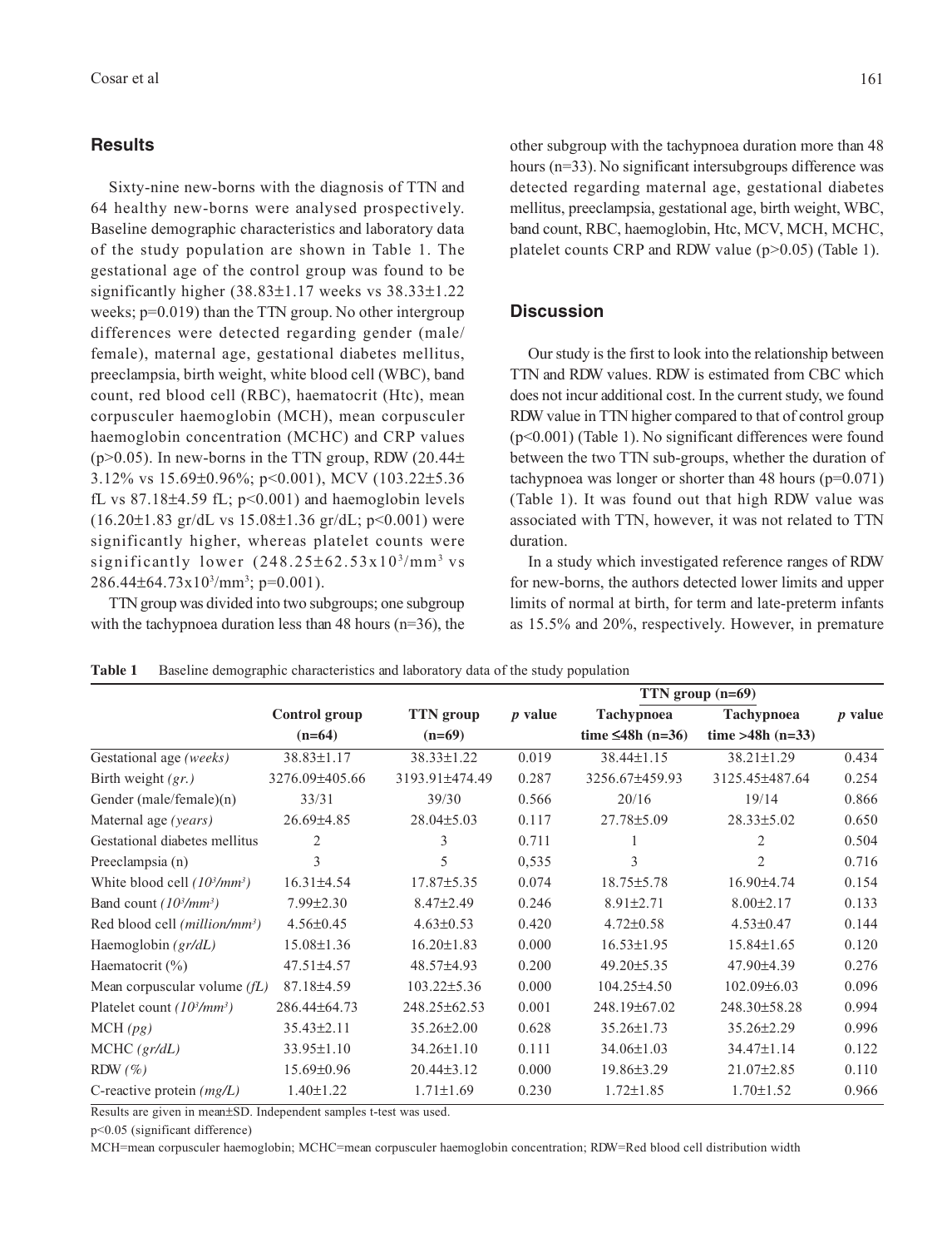## Results

Sixty-nine new-borns with the diagnosis of TTN and 64 healthy new-borns were analysed prospectively. Baseline demographic characteristics and laboratory data of the study population are shown in Table 1. The gestational age of the control group was found to be significantly higher (38.83±1.17 weeks vs 38.33±1.22 weeks; p=0.019) than the TTN group. No other intergroup differences were detected regarding gender (male/female), maternal age, gestational diabetes mellitus, preeclampsia, birth weight, white blood cell (WBC), band count, red blood cell (RBC), haematocrit (Htc), mean corpusculer haemoglobin (MCH), mean corpusculer haemoglobin concentration (MCHC) and CRP values (p>0.05). In new-borns in the TTN group, RDW (20.44± 3.12% vs 15.69±0.96%; p<0.001), MCV (103.22±5.36 fL vs 87.18±4.59 fL; p<0.001) and haemoglobin levels (16.20±1.83 gr/dL vs 15.08±1.36 gr/dL; p<0.001) were significantly higher, whereas platelet counts were significantly lower (248.25±62.53x$10^3$/mm$^3$ vs 286.44±64.73x$10^3$/mm$^3$; p=0.001).

TTN group was divided into two subgroups; one subgroup with the tachypnoea duration less than 48 hours (n=36), the other subgroup with the tachypnoea duration more than 48 hours (n=33). No significant intersubgroups difference was detected regarding maternal age, gestational diabetes mellitus, preeclampsia, gestational age, birth weight, WBC, band count, RBC, haemoglobin, Htc, MCV, MCH, MCHC, platelet counts CRP and RDW value (p>0.05) (Table 1).

## Discussion

Our study is the first to look into the relationship between TTN and RDW values. RDW is estimated from CBC which does not incur additional cost. In the current study, we found RDW value in TTN higher compared to that of control group (p<0.001) (Table 1). No significant differences were found between the two TTN sub-groups, whether the duration of tachypnoea was longer or shorter than 48 hours (p=0.071) (Table 1). It was found out that high RDW value was associated with TTN, however, it was not related to TTN duration.

In a study which investigated reference ranges of RDW for new-borns, the authors detected lower limits and upper limits of normal at birth, for term and late-preterm infants as 15.5% and 20%, respectively. However, in premature

**Table 1** Baseline demographic characteristics and laboratory data of the study population

| | Control group (n=64) | TTN group (n=69) | *p* value | TTN group (n=69): Tachypnoea time ≤48h (n=36) | Tachypnoea time >48h (n=33) | *p* value |
|---|---|---|---|---|---|---|
| Gestational age *(weeks)* | 38.83±1.17 | 38.33±1.22 | 0.019 | 38.44±1.15 | 38.21±1.29 | 0.434 |
| Birth weight *(gr.)* | 3276.09±405.66 | 3193.91±474.49 | 0.287 | 3256.67±459.93 | 3125.45±487.64 | 0.254 |
| Gender (male/female)(n) | 33/31 | 39/30 | 0.566 | 20/16 | 19/14 | 0.866 |
| Maternal age *(years)* | 26.69±4.85 | 28.04±5.03 | 0.117 | 27.78±5.09 | 28.33±5.02 | 0.650 |
| Gestational diabetes mellitus | 2 | 3 | 0.711 | 1 | 2 | 0.504 |
| Preeclampsia (n) | 3 | 5 | 0,535 | 3 | 2 | 0.716 |
| White blood cell *($10^3$/mm$^3$)* | 16.31±4.54 | 17.87±5.35 | 0.074 | 18.75±5.78 | 16.90±4.74 | 0.154 |
| Band count *($10^3$/mm$^3$)* | 7.99±2.30 | 8.47±2.49 | 0.246 | 8.91±2.71 | 8.00±2.17 | 0.133 |
| Red blood cell *(million/mm$^3$)* | 4.56±0.45 | 4.63±0.53 | 0.420 | 4.72±0.58 | 4.53±0.47 | 0.144 |
| Haemoglobin *(gr/dL)* | 15.08±1.36 | 16.20±1.83 | 0.000 | 16.53±1.95 | 15.84±1.65 | 0.120 |
| Haematocrit (%) | 47.51±4.57 | 48.57±4.93 | 0.200 | 49.20±5.35 | 47.90±4.39 | 0.276 |
| Mean corpuscular volume *(fL)* | 87.18±4.59 | 103.22±5.36 | 0.000 | 104.25±4.50 | 102.09±6.03 | 0.096 |
| Platelet count *($10^3$/mm$^3$)* | 286.44±64.73 | 248.25±62.53 | 0.001 | 248.19±67.02 | 248.30±58.28 | 0.994 |
| MCH *(pg)* | 35.43±2.11 | 35.26±2.00 | 0.628 | 35.26±1.73 | 35.26±2.29 | 0.996 |
| MCHC *(gr/dL)* | 33.95±1.10 | 34.26±1.10 | 0.111 | 34.06±1.03 | 34.47±1.14 | 0.122 |
| RDW *(%)* | 15.69±0.96 | 20.44±3.12 | 0.000 | 19.86±3.29 | 21.07±2.85 | 0.110 |
| C-reactive protein *(mg/L)* | 1.40±1.22 | 1.71±1.69 | 0.230 | 1.72±1.85 | 1.70±1.52 | 0.966 |

Results are given in mean±SD. Independent samples t-test was used.

p<0.05 (significant difference)

MCH=mean corpusculer haemoglobin; MCHC=mean corpusculer haemoglobin concentration; RDW=Red blood cell distribution width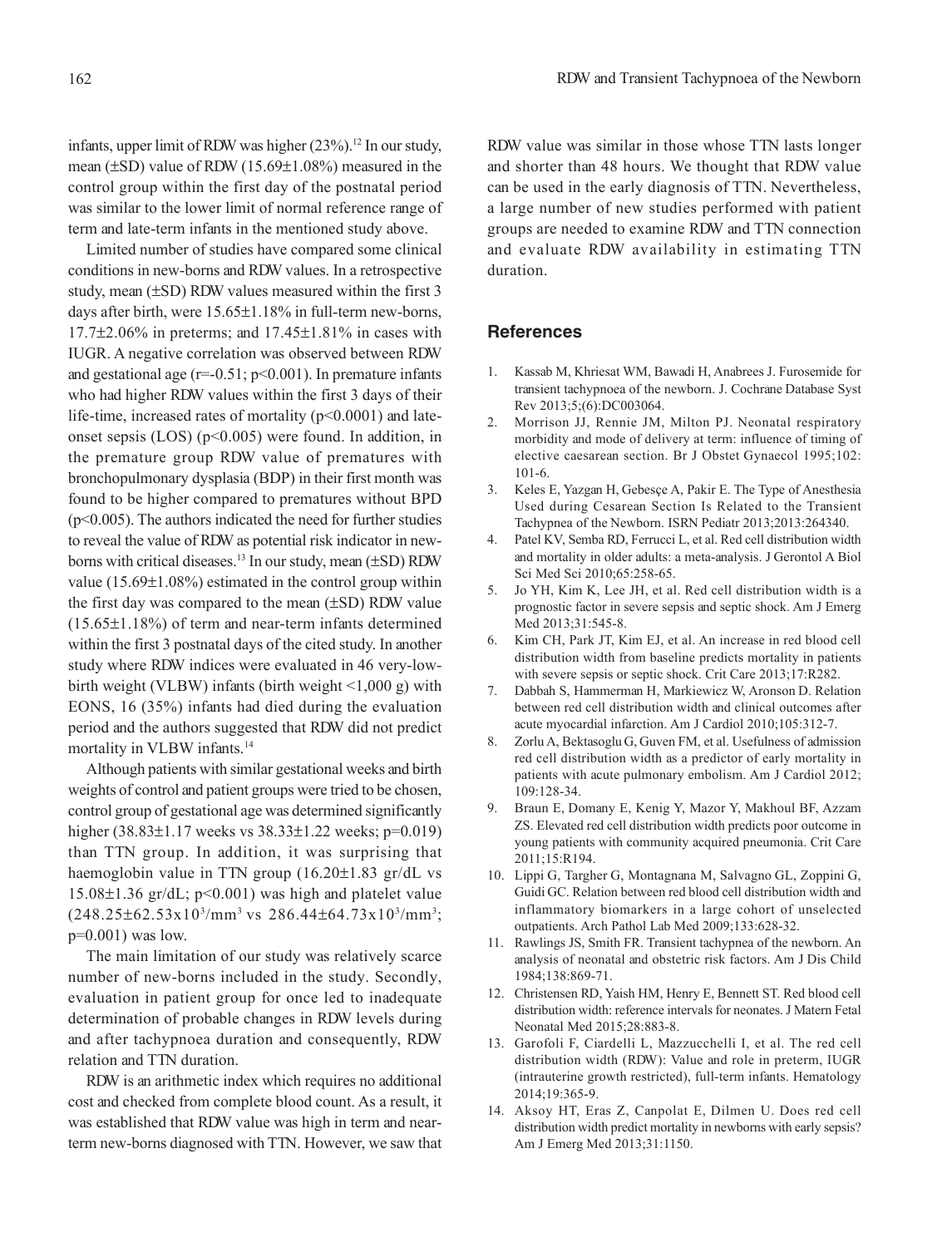infants, upper limit of RDW was higher (23%).[12] In our study, mean (±SD) value of RDW (15.69±1.08%) measured in the control group within the first day of the postnatal period was similar to the lower limit of normal reference range of term and late-term infants in the mentioned study above.

Limited number of studies have compared some clinical conditions in new-borns and RDW values. In a retrospective study, mean (±SD) RDW values measured within the first 3 days after birth, were 15.65±1.18% in full-term new-borns, 17.7±2.06% in preterms; and 17.45±1.81% in cases with IUGR. A negative correlation was observed between RDW and gestational age ($r=-0.51$; $p<0.001$). In premature infants who had higher RDW values within the first 3 days of their life-time, increased rates of mortality ($p<0.0001$) and late-onset sepsis (LOS) ($p<0.005$) were found. In addition, in the premature group RDW value of prematures with bronchopulmonary dysplasia (BDP) in their first month was found to be higher compared to prematures without BPD ($p<0.005$). The authors indicated the need for further studies to reveal the value of RDW as potential risk indicator in new-borns with critical diseases.[13] In our study, mean (±SD) RDW value (15.69±1.08%) estimated in the control group within the first day was compared to the mean (±SD) RDW value (15.65±1.18%) of term and near-term infants determined within the first 3 postnatal days of the cited study. In another study where RDW indices were evaluated in 46 very-low-birth weight (VLBW) infants (birth weight <1,000 g) with EONS, 16 (35%) infants had died during the evaluation period and the authors suggested that RDW did not predict mortality in VLBW infants.[14]

Although patients with similar gestational weeks and birth weights of control and patient groups were tried to be chosen, control group of gestational age was determined significantly higher (38.83±1.17 weeks vs 38.33±1.22 weeks; $p=0.019$) than TTN group. In addition, it was surprising that haemoglobin value in TTN group (16.20±1.83 gr/dL vs 15.08±1.36 gr/dL; $p<0.001$) was high and platelet value ($248.25\pm62.53\times10^3/mm^3$ vs $286.44\pm64.73\times10^3/mm^3$; $p=0.001$) was low.

The main limitation of our study was relatively scarce number of new-borns included in the study. Secondly, evaluation in patient group for once led to inadequate determination of probable changes in RDW levels during and after tachypnoea duration and consequently, RDW relation and TTN duration.

RDW is an arithmetic index which requires no additional cost and checked from complete blood count. As a result, it was established that RDW value was high in term and near-term new-borns diagnosed with TTN. However, we saw that RDW value was similar in those whose TTN lasts longer and shorter than 48 hours. We thought that RDW value can be used in the early diagnosis of TTN. Nevertheless, a large number of new studies performed with patient groups are needed to examine RDW and TTN connection and evaluate RDW availability in estimating TTN duration.

## References

1. Kassab M, Khriesat WM, Bawadi H, Anabrees J. Furosemide for transient tachypnoea of the newborn. J. Cochrane Database Syst Rev 2013;5;(6):DC003064.
2. Morrison JJ, Rennie JM, Milton PJ. Neonatal respiratory morbidity and mode of delivery at term: influence of timing of elective caesarean section. Br J Obstet Gynaecol 1995;102: 101-6.
3. Keles E, Yazgan H, Gebesçe A, Pakir E. The Type of Anesthesia Used during Cesarean Section Is Related to the Transient Tachypnea of the Newborn. ISRN Pediatr 2013;2013:264340.
4. Patel KV, Semba RD, Ferrucci L, et al. Red cell distribution width and mortality in older adults: a meta-analysis. J Gerontol A Biol Sci Med Sci 2010;65:258-65.
5. Jo YH, Kim K, Lee JH, et al. Red cell distribution width is a prognostic factor in severe sepsis and septic shock. Am J Emerg Med 2013;31:545-8.
6. Kim CH, Park JT, Kim EJ, et al. An increase in red blood cell distribution width from baseline predicts mortality in patients with severe sepsis or septic shock. Crit Care 2013;17:R282.
7. Dabbah S, Hammerman H, Markiewicz W, Aronson D. Relation between red cell distribution width and clinical outcomes after acute myocardial infarction. Am J Cardiol 2010;105:312-7.
8. Zorlu A, Bektasoglu G, Guven FM, et al. Usefulness of admission red cell distribution width as a predictor of early mortality in patients with acute pulmonary embolism. Am J Cardiol 2012; 109:128-34.
9. Braun E, Domany E, Kenig Y, Mazor Y, Makhoul BF, Azzam ZS. Elevated red cell distribution width predicts poor outcome in young patients with community acquired pneumonia. Crit Care 2011;15:R194.
10. Lippi G, Targher G, Montagnana M, Salvagno GL, Zoppini G, Guidi GC. Relation between red blood cell distribution width and inflammatory biomarkers in a large cohort of unselected outpatients. Arch Pathol Lab Med 2009;133:628-32.
11. Rawlings JS, Smith FR. Transient tachypnea of the newborn. An analysis of neonatal and obstetric risk factors. Am J Dis Child 1984;138:869-71.
12. Christensen RD, Yaish HM, Henry E, Bennett ST. Red blood cell distribution width: reference intervals for neonates. J Matern Fetal Neonatal Med 2015;28:883-8.
13. Garofoli F, Ciardelli L, Mazzucchelli I, et al. The red cell distribution width (RDW): Value and role in preterm, IUGR (intrauterine growth restricted), full-term infants. Hematology 2014;19:365-9.
14. Aksoy HT, Eras Z, Canpolat E, Dilmen U. Does red cell distribution width predict mortality in newborns with early sepsis? Am J Emerg Med 2013;31:1150.